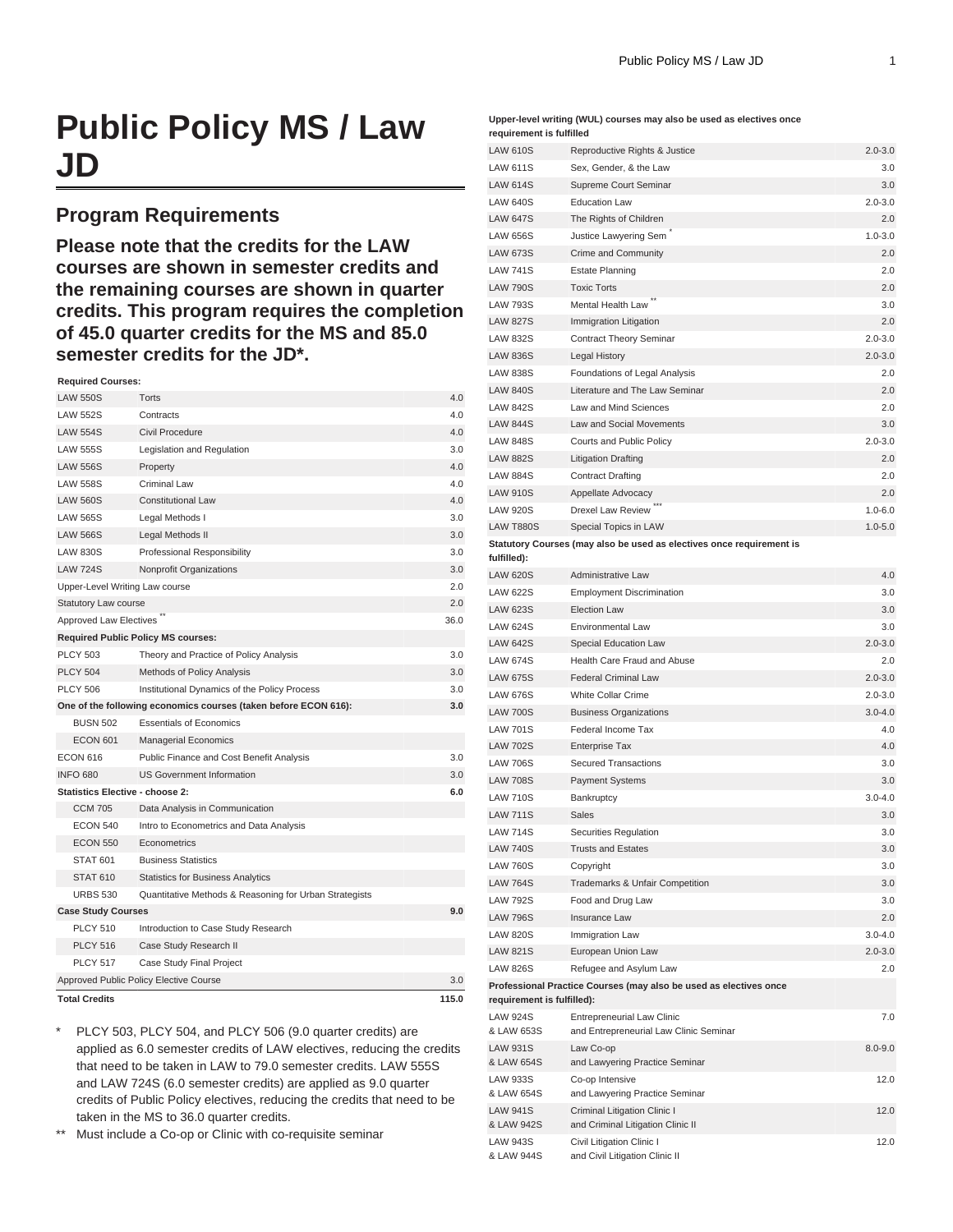# Public Policy MS / Law JD

## Program Requirements

**Please note that the credits for the LAW courses are shown in semester credits and the remaining courses are shown in quarter credits. This program requires the completion of 45.0 quarter credits for the MS and 85.0 semester credits for the JD*.**

| | | |
|---|---|---|
| **Required Courses:** | | |
| LAW 550S | Torts | 4.0 |
| LAW 552S | Contracts | 4.0 |
| LAW 554S | Civil Procedure | 4.0 |
| LAW 555S | Legislation and Regulation | 3.0 |
| LAW 556S | Property | 4.0 |
| LAW 558S | Criminal Law | 4.0 |
| LAW 560S | Constitutional Law | 4.0 |
| LAW 565S | Legal Methods I | 3.0 |
| LAW 566S | Legal Methods II | 3.0 |
| LAW 830S | Professional Responsibility | 3.0 |
| LAW 724S | Nonprofit Organizations | 3.0 |
| Upper-Level Writing Law course | | 2.0 |
| Statutory Law course | | 2.0 |
| Approved Law Electives ** | | 36.0 |
| **Required Public Policy MS courses:** | | |
| PLCY 503 | Theory and Practice of Policy Analysis | 3.0 |
| PLCY 504 | Methods of Policy Analysis | 3.0 |
| PLCY 506 | Institutional Dynamics of the Policy Process | 3.0 |
| **One of the following economics courses (taken before ECON 616):** | | **3.0** |
| BUSN 502 | Essentials of Economics | |
| ECON 601 | Managerial Economics | |
| ECON 616 | Public Finance and Cost Benefit Analysis | 3.0 |
| INFO 680 | US Government Information | 3.0 |
| **Statistics Elective - choose 2:** | | **6.0** |
| CCM 705 | Data Analysis in Communication | |
| ECON 540 | Intro to Econometrics and Data Analysis | |
| ECON 550 | Econometrics | |
| STAT 601 | Business Statistics | |
| STAT 610 | Statistics for Business Analytics | |
| URBS 530 | Quantitative Methods & Reasoning for Urban Strategists | |
| **Case Study Courses** | | **9.0** |
| PLCY 510 | Introduction to Case Study Research | |
| PLCY 516 | Case Study Research II | |
| PLCY 517 | Case Study Final Project | |
| Approved Public Policy Elective Course | | 3.0 |
| **Total Credits** | | **115.0** |

\* PLCY 503, PLCY 504, and PLCY 506 (9.0 quarter credits) are applied as 6.0 semester credits of LAW electives, reducing the credits that need to be taken in LAW to 79.0 semester credits. LAW 555S and LAW 724S (6.0 semester credits) are applied as 9.0 quarter credits of Public Policy electives, reducing the credits that need to be taken in the MS to 36.0 quarter credits.

\*\* Must include a Co-op or Clinic with co-requisite seminar

| | | |
|---|---|---|
| **Upper-level writing (WUL) courses may also be used as electives once requirement is fulfilled** | | |
| LAW 610S | Reproductive Rights & Justice | 2.0-3.0 |
| LAW 611S | Sex, Gender, & the Law | 3.0 |
| LAW 614S | Supreme Court Seminar | 3.0 |
| LAW 640S | Education Law | 2.0-3.0 |
| LAW 647S | The Rights of Children | 2.0 |
| LAW 656S | Justice Lawyering Sem * | 1.0-3.0 |
| LAW 673S | Crime and Community | 2.0 |
| LAW 741S | Estate Planning | 2.0 |
| LAW 790S | Toxic Torts | 2.0 |
| LAW 793S | Mental Health Law ** | 3.0 |
| LAW 827S | Immigration Litigation | 2.0 |
| LAW 832S | Contract Theory Seminar | 2.0-3.0 |
| LAW 836S | Legal History | 2.0-3.0 |
| LAW 838S | Foundations of Legal Analysis | 2.0 |
| LAW 840S | Literature and The Law Seminar | 2.0 |
| LAW 842S | Law and Mind Sciences | 2.0 |
| LAW 844S | Law and Social Movements | 3.0 |
| LAW 848S | Courts and Public Policy | 2.0-3.0 |
| LAW 882S | Litigation Drafting | 2.0 |
| LAW 884S | Contract Drafting | 2.0 |
| LAW 910S | Appellate Advocacy | 2.0 |
| LAW 920S | Drexel Law Review *** | 1.0-6.0 |
| LAW T880S | Special Topics in LAW | 1.0-5.0 |
| **Statutory Courses (may also be used as electives once requirement is fulfilled):** | | |
| LAW 620S | Administrative Law | 4.0 |
| LAW 622S | Employment Discrimination | 3.0 |
| LAW 623S | Election Law | 3.0 |
| LAW 624S | Environmental Law | 3.0 |
| LAW 642S | Special Education Law | 2.0-3.0 |
| LAW 674S | Health Care Fraud and Abuse | 2.0 |
| LAW 675S | Federal Criminal Law | 2.0-3.0 |
| LAW 676S | White Collar Crime | 2.0-3.0 |
| LAW 700S | Business Organizations | 3.0-4.0 |
| LAW 701S | Federal Income Tax | 4.0 |
| LAW 702S | Enterprise Tax | 4.0 |
| LAW 706S | Secured Transactions | 3.0 |
| LAW 708S | Payment Systems | 3.0 |
| LAW 710S | Bankruptcy | 3.0-4.0 |
| LAW 711S | Sales | 3.0 |
| LAW 714S | Securities Regulation | 3.0 |
| LAW 740S | Trusts and Estates | 3.0 |
| LAW 760S | Copyright | 3.0 |
| LAW 764S | Trademarks & Unfair Competition | 3.0 |
| LAW 792S | Food and Drug Law | 3.0 |
| LAW 796S | Insurance Law | 2.0 |
| LAW 820S | Immigration Law | 3.0-4.0 |
| LAW 821S | European Union Law | 2.0-3.0 |
| LAW 826S | Refugee and Asylum Law | 2.0 |
| **Professional Practice Courses (may also be used as electives once requirement is fulfilled):** | | |
| LAW 924S<br>& LAW 653S | Entrepreneurial Law Clinic<br>and Entrepreneurial Law Clinic Seminar | 7.0 |
| LAW 931S<br>& LAW 654S | Law Co-op<br>and Lawyering Practice Seminar | 8.0-9.0 |
| LAW 933S<br>& LAW 654S | Co-op Intensive<br>and Lawyering Practice Seminar | 12.0 |
| LAW 941S<br>& LAW 942S | Criminal Litigation Clinic I<br>and Criminal Litigation Clinic II | 12.0 |
| LAW 943S<br>& LAW 944S | Civil Litigation Clinic I<br>and Civil Litigation Clinic II | 12.0 |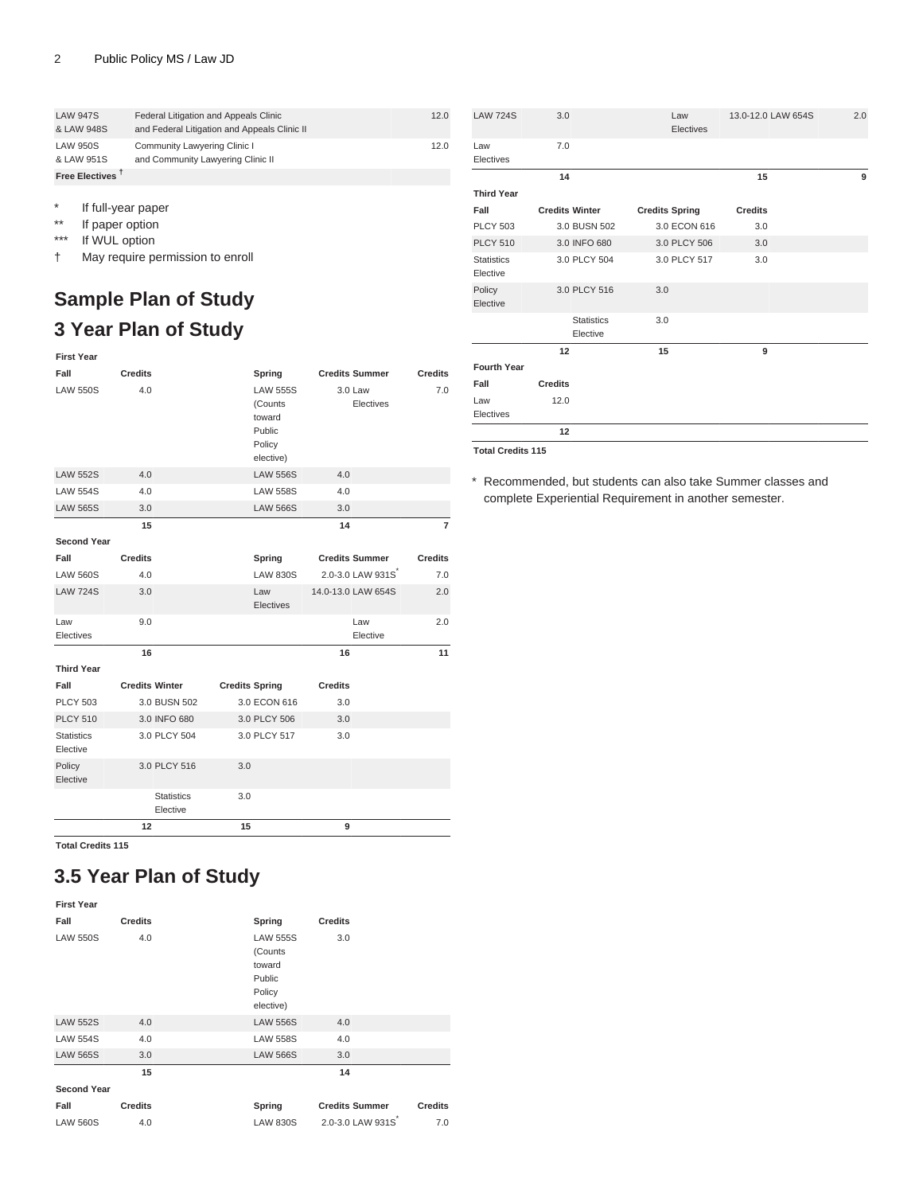| | | |
|---|---|---|
| LAW 947S<br>& LAW 948S | Federal Litigation and Appeals Clinic<br>and Federal Litigation and Appeals Clinic II | 12.0 |
| LAW 950S<br>& LAW 951S | Community Lawyering Clinic I<br>and Community Lawyering Clinic II | 12.0 |
| **Free Electives** † | | |

\* If full-year paper

\*\* If paper option

\*\*\* If WUL option

† May require permission to enroll

## Sample Plan of Study

## 3 Year Plan of Study

| First Year | | | | | |
|---|---|---|---|---|---|
| **Fall** | **Credits** | **Spring** | **Credits** | **Summer** | **Credits** |
| LAW 550S | 4.0 | LAW 555S (Counts toward Public Policy elective) | 3.0 | Law Electives | 7.0 |
| LAW 552S | 4.0 | LAW 556S | 4.0 | | |
| LAW 554S | 4.0 | LAW 558S | 4.0 | | |
| LAW 565S | 3.0 | LAW 566S | 3.0 | | |
| | **15** | | **14** | | **7** |
| **Second Year** | | | | | |
| **Fall** | **Credits** | **Spring** | **Credits** | **Summer** | **Credits** |
| LAW 560S | 4.0 | LAW 830S | 2.0-3.0 | LAW 931S* | 7.0 |
| LAW 724S | 3.0 | Law Electives | 14.0-13.0 | LAW 654S | 2.0 |
| Law Electives | 9.0 | | | Law Elective | 2.0 |
| | **16** | | **16** | | **11** |
| **Third Year** | | | | | |
| **Fall** | **Credits** | **Winter** | **Credits** | **Spring** | **Credits** |
| PLCY 503 | 3.0 | BUSN 502 | 3.0 | ECON 616 | 3.0 |
| PLCY 510 | 3.0 | INFO 680 | 3.0 | PLCY 506 | 3.0 |
| Statistics Elective | 3.0 | PLCY 504 | 3.0 | PLCY 517 | 3.0 |
| Policy Elective | 3.0 | PLCY 516 | 3.0 | | |
| | | Statistics Elective | 3.0 | | |
| | **12** | | **15** | | **9** |

**Total Credits 115**

## 3.5 Year Plan of Study

| First Year | | | | | |
|---|---|---|---|---|---|
| **Fall** | **Credits** | **Spring** | **Credits** | | |
| LAW 550S | 4.0 | LAW 555S (Counts toward Public Policy elective) | 3.0 | | |
| LAW 552S | 4.0 | LAW 556S | 4.0 | | |
| LAW 554S | 4.0 | LAW 558S | 4.0 | | |
| LAW 565S | 3.0 | LAW 566S | 3.0 | | |
| | **15** | | **14** | | |
| **Second Year** | | | | | |
| **Fall** | **Credits** | **Spring** | **Credits** | **Summer** | **Credits** |
| LAW 560S | 4.0 | LAW 830S | 2.0-3.0 | LAW 931S* | 7.0 |
| LAW 724S | 3.0 | Law Electives | 13.0-12.0 | LAW 654S | 2.0 |
| Law Electives | 7.0 | | | | |
| | **14** | | **15** | | **9** |
| **Third Year** | | | | | |
| **Fall** | **Credits** | **Winter** | **Credits** | **Spring** | **Credits** |
| PLCY 503 | 3.0 | BUSN 502 | 3.0 | ECON 616 | 3.0 |
| PLCY 510 | 3.0 | INFO 680 | 3.0 | PLCY 506 | 3.0 |
| Statistics Elective | 3.0 | PLCY 504 | 3.0 | PLCY 517 | 3.0 |
| Policy Elective | 3.0 | PLCY 516 | 3.0 | | |
| | | Statistics Elective | 3.0 | | |
| | **12** | | **15** | | **9** |
| **Fourth Year** | | | | | |
| **Fall** | **Credits** | | | | |
| Law Electives | 12.0 | | | | |
| | **12** | | | | |

**Total Credits 115**

\* Recommended, but students can also take Summer classes and complete Experiential Requirement in another semester.